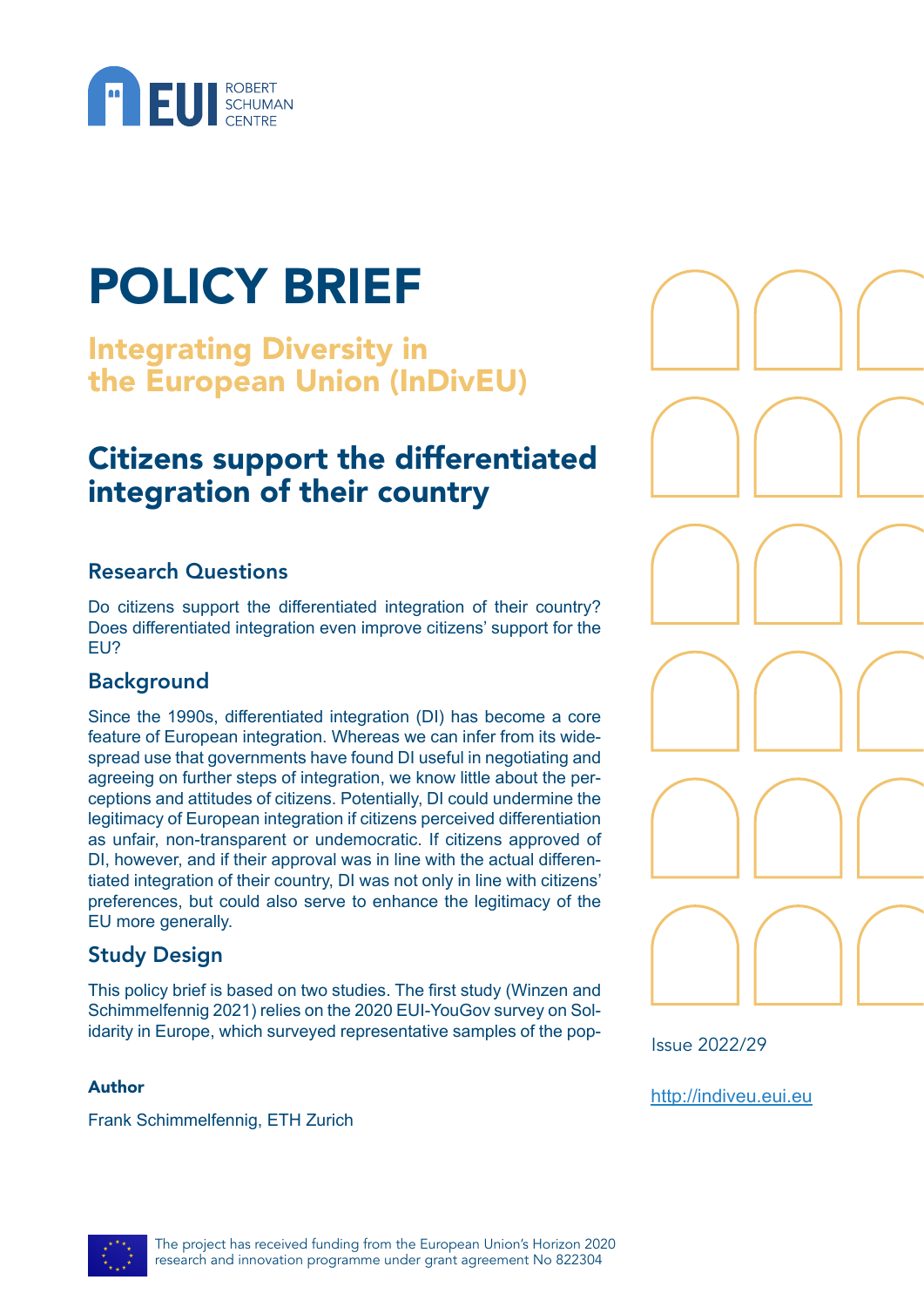EUI ROBERT SCHUMAN CENTRE

# POLICY BRIEF

## Integrating Diversity in the European Union (InDivEU)

## Citizens support the differentiated integration of their country

### Research Questions

Do citizens support the differentiated integration of their country? Does differentiated integration even improve citizens' support for the EU?

### Background

Since the 1990s, differentiated integration (DI) has become a core feature of European integration. Whereas we can infer from its widespread use that governments have found DI useful in negotiating and agreeing on further steps of integration, we know little about the perceptions and attitudes of citizens. Potentially, DI could undermine the legitimacy of European integration if citizens perceived differentiation as unfair, non-transparent or undemocratic. If citizens approved of DI, however, and if their approval was in line with the actual differentiated integration of their country, DI was not only in line with citizens' preferences, but could also serve to enhance the legitimacy of the EU more generally.

### Study Design

This policy brief is based on two studies. The first study (Winzen and Schimmelfennig 2021) relies on the 2020 EUI-YouGov survey on Solidarity in Europe, which surveyed representative samples of the pop-

**Author**

Frank Schimmelfennig, ETH Zurich

Issue 2022/29

http://indiveu.eui.eu

The project has received funding from the European Union's Horizon 2020 research and innovation programme under grant agreement No 822304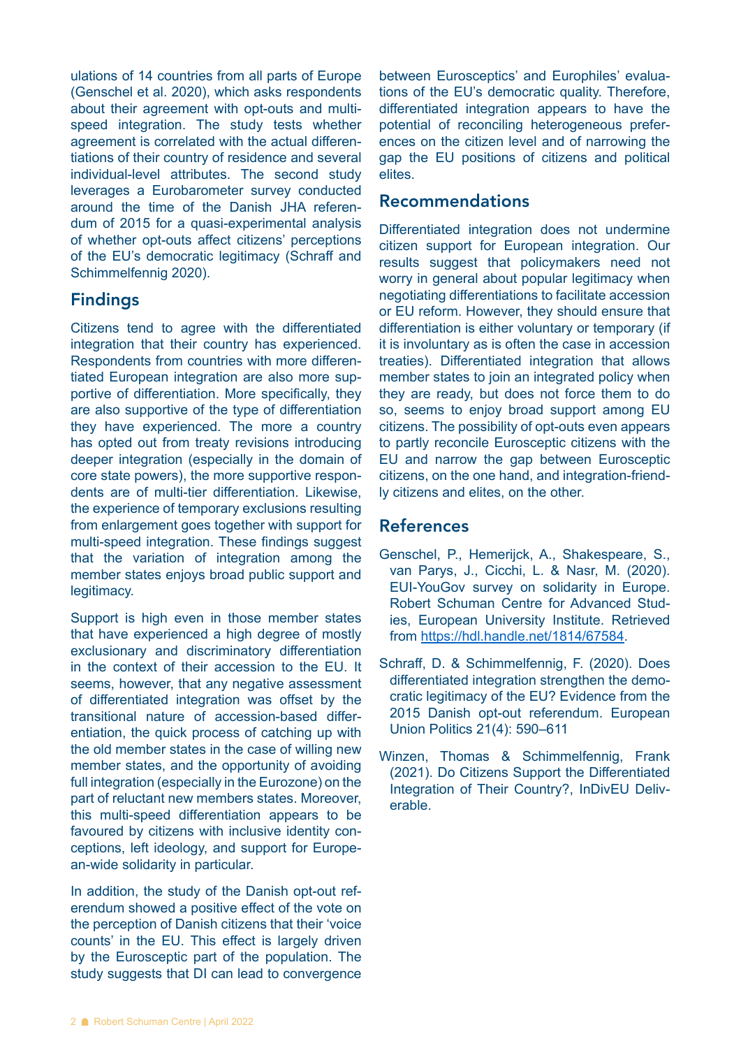ulations of 14 countries from all parts of Europe (Genschel et al. 2020), which asks respondents about their agreement with opt-outs and multi-speed integration. The study tests whether agreement is correlated with the actual differentiations of their country of residence and several individual-level attributes. The second study leverages a Eurobarometer survey conducted around the time of the Danish JHA referendum of 2015 for a quasi-experimental analysis of whether opt-outs affect citizens' perceptions of the EU's democratic legitimacy (Schraff and Schimmelfennig 2020).

## Findings

Citizens tend to agree with the differentiated integration that their country has experienced. Respondents from countries with more differentiated European integration are also more supportive of differentiation. More specifically, they are also supportive of the type of differentiation they have experienced. The more a country has opted out from treaty revisions introducing deeper integration (especially in the domain of core state powers), the more supportive respondents are of multi-tier differentiation. Likewise, the experience of temporary exclusions resulting from enlargement goes together with support for multi-speed integration. These findings suggest that the variation of integration among the member states enjoys broad public support and legitimacy.

Support is high even in those member states that have experienced a high degree of mostly exclusionary and discriminatory differentiation in the context of their accession to the EU. It seems, however, that any negative assessment of differentiated integration was offset by the transitional nature of accession-based differentiation, the quick process of catching up with the old member states in the case of willing new member states, and the opportunity of avoiding full integration (especially in the Eurozone) on the part of reluctant new members states. Moreover, this multi-speed differentiation appears to be favoured by citizens with inclusive identity conceptions, left ideology, and support for European-wide solidarity in particular.

In addition, the study of the Danish opt-out referendum showed a positive effect of the vote on the perception of Danish citizens that their 'voice counts' in the EU. This effect is largely driven by the Eurosceptic part of the population. The study suggests that DI can lead to convergence between Eurosceptics' and Europhiles' evaluations of the EU's democratic quality. Therefore, differentiated integration appears to have the potential of reconciling heterogeneous preferences on the citizen level and of narrowing the gap the EU positions of citizens and political elites.

## Recommendations

Differentiated integration does not undermine citizen support for European integration. Our results suggest that policymakers need not worry in general about popular legitimacy when negotiating differentiations to facilitate accession or EU reform. However, they should ensure that differentiation is either voluntary or temporary (if it is involuntary as is often the case in accession treaties). Differentiated integration that allows member states to join an integrated policy when they are ready, but does not force them to do so, seems to enjoy broad support among EU citizens. The possibility of opt-outs even appears to partly reconcile Eurosceptic citizens with the EU and narrow the gap between Eurosceptic citizens, on the one hand, and integration-friendly citizens and elites, on the other.

## References

Genschel, P., Hemerijck, A., Shakespeare, S., van Parys, J., Cicchi, L. & Nasr, M. (2020). EUI-YouGov survey on solidarity in Europe. Robert Schuman Centre for Advanced Studies, European University Institute. Retrieved from https://hdl.handle.net/1814/67584.

Schraff, D. & Schimmelfennig, F. (2020). Does differentiated integration strengthen the democratic legitimacy of the EU? Evidence from the 2015 Danish opt-out referendum. European Union Politics 21(4): 590–611

Winzen, Thomas & Schimmelfennig, Frank (2021). Do Citizens Support the Differentiated Integration of Their Country?, InDivEU Deliverable.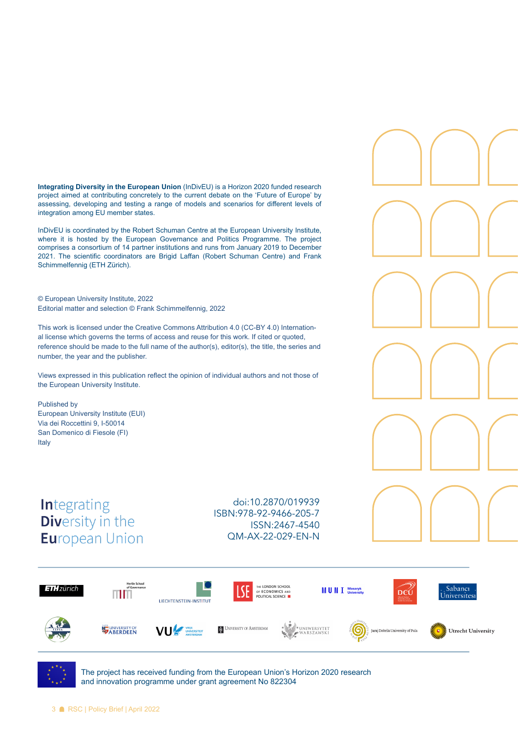**Integrating Diversity in the European Union** (InDivEU) is a Horizon 2020 funded research project aimed at contributing concretely to the current debate on the 'Future of Europe' by assessing, developing and testing a range of models and scenarios for different levels of integration among EU member states.

InDivEU is coordinated by the Robert Schuman Centre at the European University Institute, where it is hosted by the European Governance and Politics Programme. The project comprises a consortium of 14 partner institutions and runs from January 2019 to December 2021. The scientific coordinators are Brigid Laffan (Robert Schuman Centre) and Frank Schimmelfennig (ETH Zürich).

© European University Institute, 2022
Editorial matter and selection © Frank Schimmelfennig, 2022

This work is licensed under the Creative Commons Attribution 4.0 (CC-BY 4.0) International license which governs the terms of access and reuse for this work. If cited or quoted, reference should be made to the full name of the author(s), editor(s), the title, the series and number, the year and the publisher.

Views expressed in this publication reflect the opinion of individual authors and not those of the European University Institute.

Published by
European University Institute (EUI)
Via dei Roccettini 9, I-50014
San Domenico di Fiesole (FI)
Italy

Integrating Diversity in the European Union

doi:10.2870/019939
ISBN:978-92-9466-205-7
ISSN:2467-4540
QM-AX-22-029-EN-N

The project has received funding from the European Union's Horizon 2020 research and innovation programme under grant agreement No 822304